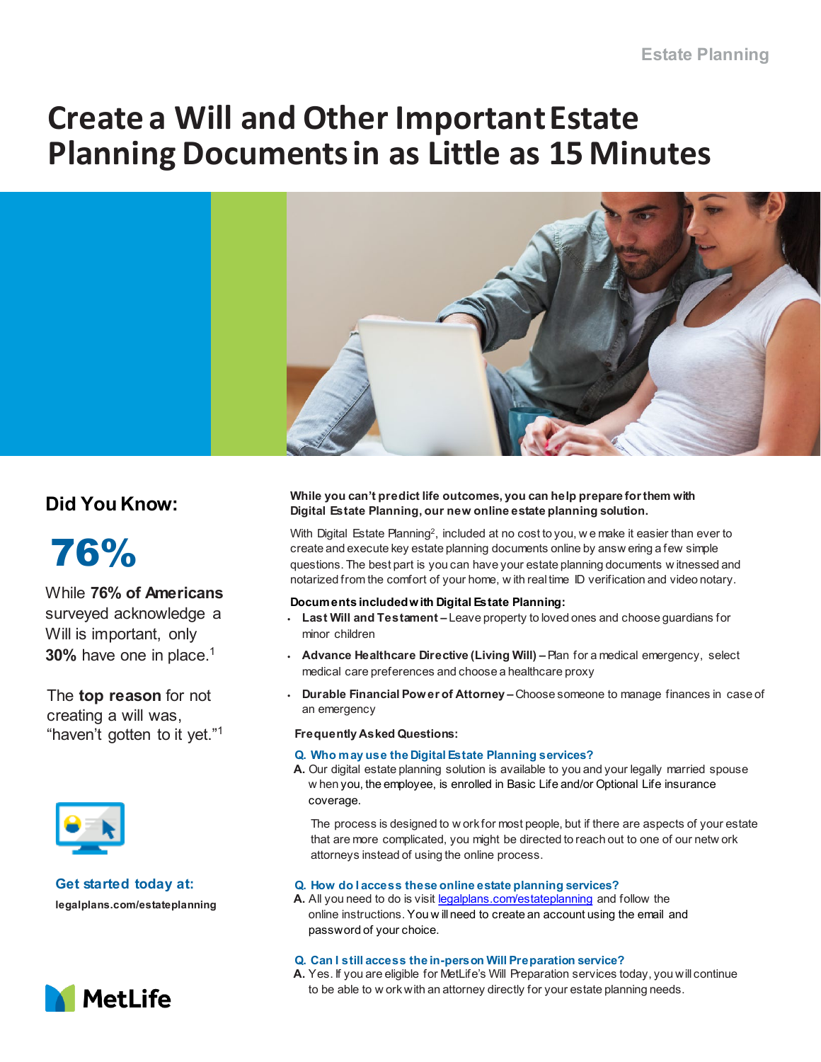# Create a Will and Other Important Estate Planning Documents in as Little as 15 Minutes

## Did You Know:

**76%**

While **76% of Americans** surveyed acknowledge a Will is important, only **30%** have one in place.[1]

The **top reason** for not creating a will was, "haven't gotten to it yet."[1]

**Get started today at:**

**legalplans.com/estateplanning**

**While you can't predict life outcomes, you can help prepare for them with Digital Estate Planning, our new online estate planning solution.**

With Digital Estate Planning[2], included at no cost to you, we make it easier than ever to create and execute key estate planning documents online by answering a few simple questions. The best part is you can have your estate planning documents witnessed and notarized from the comfort of your home, with real time ID verification and video notary.

**Documents included with Digital Estate Planning:**

- **Last Will and Testament** – Leave property to loved ones and choose guardians for minor children
- **Advance Healthcare Directive (Living Will)** – Plan for a medical emergency, select medical care preferences and choose a healthcare proxy
- **Durable Financial Power of Attorney** – Choose someone to manage finances in case of an emergency

**Frequently Asked Questions:**

**Q. Who may use the Digital Estate Planning services?**

**A.** Our digital estate planning solution is available to you and your legally married spouse when you, the employee, is enrolled in Basic Life and/or Optional Life insurance coverage.

The process is designed to work for most people, but if there are aspects of your estate that are more complicated, you might be directed to reach out to one of our network attorneys instead of using the online process.

**Q. How do I access these online estate planning services?**

**A.** All you need to do is visit legalplans.com/estateplanning and follow the online instructions. You will need to create an account using the email and password of your choice.

**Q. Can I still access the in-person Will Preparation service?**

**A.** Yes. If you are eligible for MetLife's Will Preparation services today, you will continue to be able to work with an attorney directly for your estate planning needs.

MetLife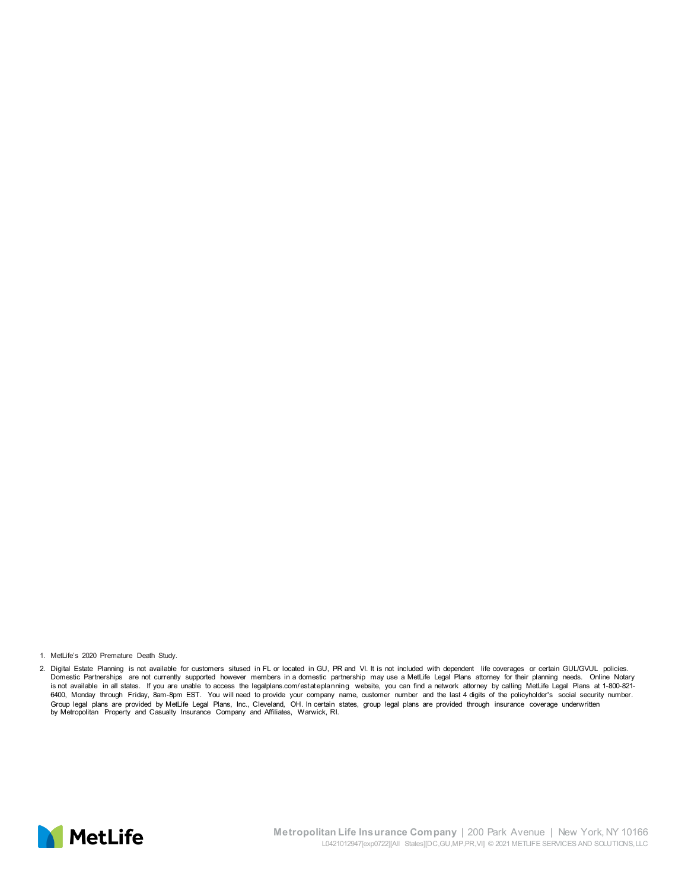1. MetLife's 2020 Premature Death Study.

2. Digital Estate Planning is not available for customers sitused in FL or located in GU, PR and VI. It is not included with dependent life coverages or certain GUL/GVUL policies. Domestic Partnerships are not currently supported however members in a domestic partnership may use a MetLife Legal Plans attorney for their planning needs. Online Notary is not available in all states. If you are unable to access the legalplans.com/estateplanning website, you can find a network attorney by calling MetLife Legal Plans at 1-800-821-6400, Monday through Friday, 8am-8pm EST. You will need to provide your company name, customer number and the last 4 digits of the policyholder's social security number. Group legal plans are provided by MetLife Legal Plans, Inc., Cleveland, OH. In certain states, group legal plans are provided through insurance coverage underwritten by Metropolitan Property and Casualty Insurance Company and Affiliates, Warwick, RI.

MetLife

**Metropolitan Life Insurance Company** | 200 Park Avenue | New York, NY 10166

L0421012947[exp0722][All States][DC,GU,MP,PR,VI] © 2021 METLIFE SERVICES AND SOLUTIONS, LLC